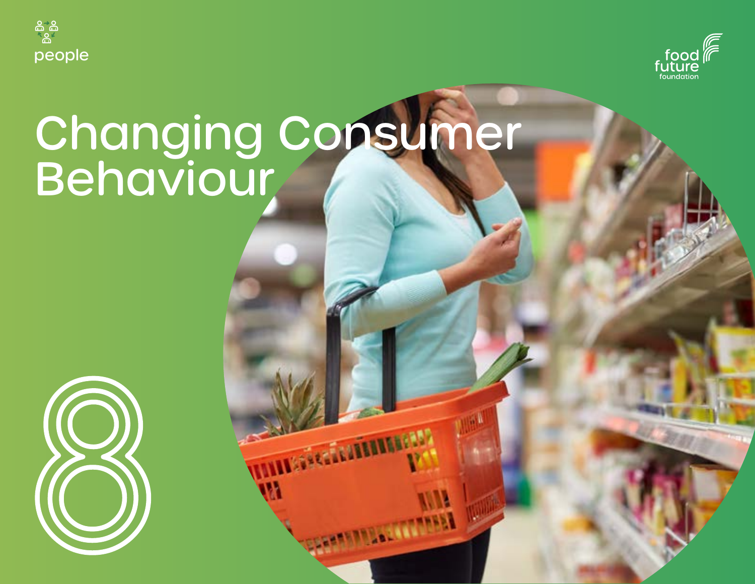people

food future foundation

# Changing Consumer Behaviour

8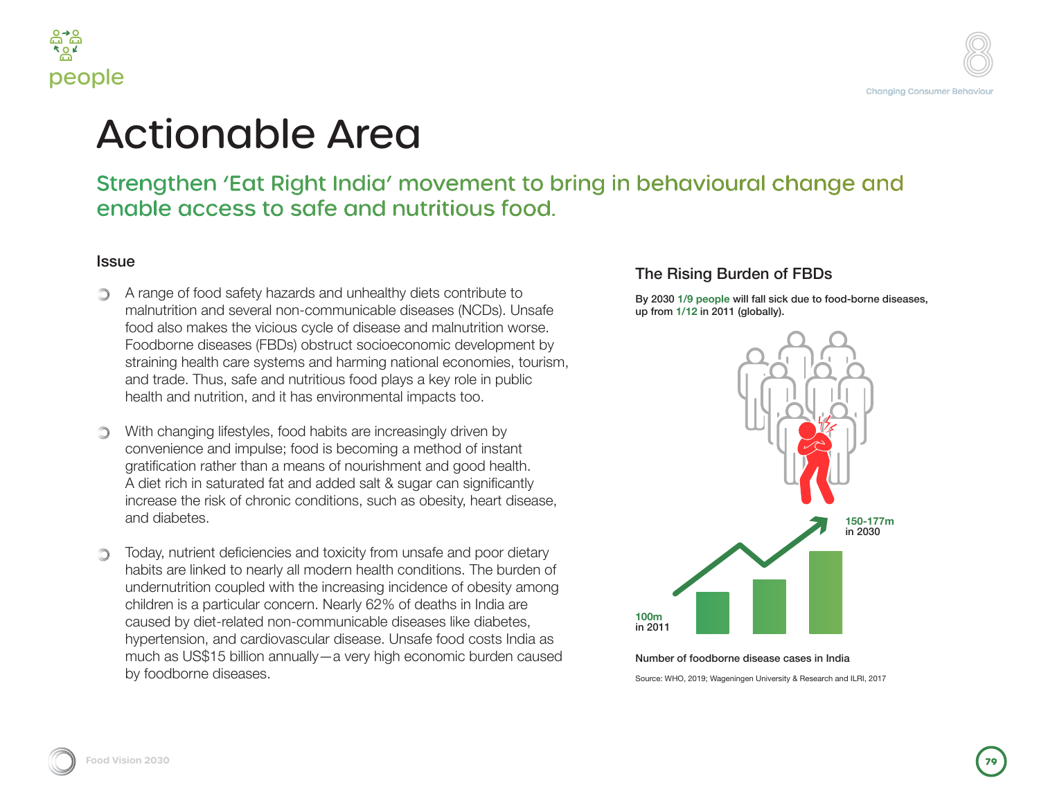# Actionable Area

## Strengthen 'Eat Right India' movement to bring in behavioural change and enable access to safe and nutritious food.

### Issue

- A range of food safety hazards and unhealthy diets contribute to malnutrition and several non-communicable diseases (NCDs). Unsafe food also makes the vicious cycle of disease and malnutrition worse. Foodborne diseases (FBDs) obstruct socioeconomic development by straining health care systems and harming national economies, tourism, and trade. Thus, safe and nutritious food plays a key role in public health and nutrition, and it has environmental impacts too.

- With changing lifestyles, food habits are increasingly driven by convenience and impulse; food is becoming a method of instant gratification rather than a means of nourishment and good health. A diet rich in saturated fat and added salt & sugar can significantly increase the risk of chronic conditions, such as obesity, heart disease, and diabetes.

- Today, nutrient deficiencies and toxicity from unsafe and poor dietary habits are linked to nearly all modern health conditions. The burden of undernutrition coupled with the increasing incidence of obesity among children is a particular concern. Nearly 62% of deaths in India are caused by diet-related non-communicable diseases like diabetes, hypertension, and cardiovascular disease. Unsafe food costs India as much as US$15 billion annually—a very high economic burden caused by foodborne diseases.

### The Rising Burden of FBDs

**By 2030 1/9 people will fall sick due to food-borne diseases, up from 1/12 in 2011 (globally).**

**100m** in 2011

**150-177m** in 2030

Number of foodborne disease cases in India

Source: WHO, 2019; Wageningen University & Research and ILRI, 2017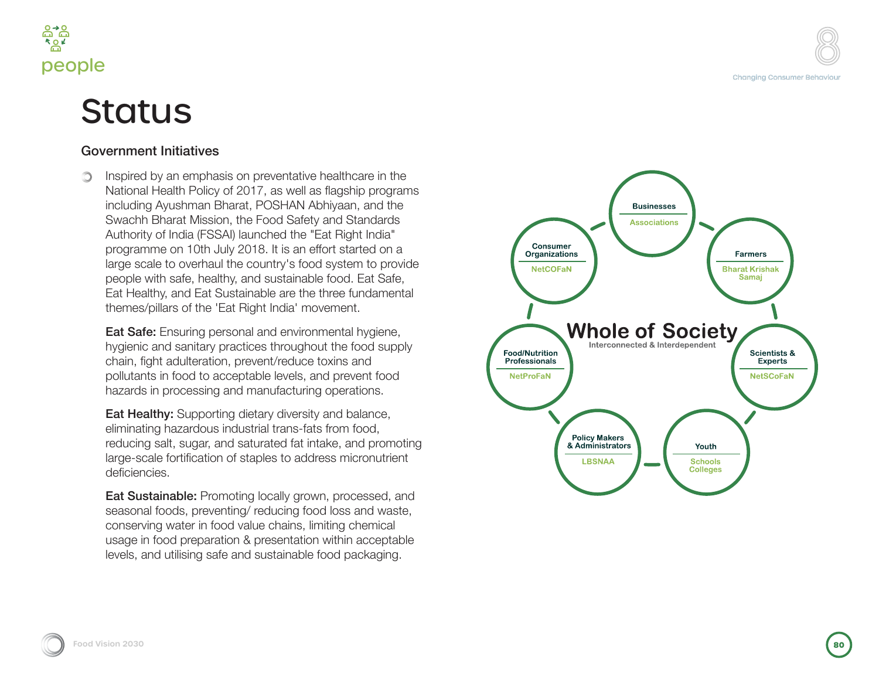# Status

### Government Initiatives

- Inspired by an emphasis on preventative healthcare in the National Health Policy of 2017, as well as flagship programs including Ayushman Bharat, POSHAN Abhiyaan, and the Swachh Bharat Mission, the Food Safety and Standards Authority of India (FSSAI) launched the "Eat Right India" programme on 10th July 2018. It is an effort started on a large scale to overhaul the country's food system to provide people with safe, healthy, and sustainable food. Eat Safe, Eat Healthy, and Eat Sustainable are the three fundamental themes/pillars of the 'Eat Right India' movement.

  **Eat Safe:** Ensuring personal and environmental hygiene, hygienic and sanitary practices throughout the food supply chain, fight adulteration, prevent/reduce toxins and pollutants in food to acceptable levels, and prevent food hazards in processing and manufacturing operations.

  **Eat Healthy:** Supporting dietary diversity and balance, eliminating hazardous industrial trans-fats from food, reducing salt, sugar, and saturated fat intake, and promoting large-scale fortification of staples to address micronutrient deficiencies.

  **Eat Sustainable:** Promoting locally grown, processed, and seasonal foods, preventing/ reducing food loss and waste, conserving water in food value chains, limiting chemical usage in food preparation & presentation within acceptable levels, and utilising safe and sustainable food packaging.

**Whole of Society**
Interconnected & Interdependent

- Businesses — Associations
- Farmers — Bharat Krishak Samaj
- Scientists & Experts — NetSCoFaN
- Youth — Schools, Colleges
- Policy Makers & Administrators — LBSNAA
- Food/Nutrition Professionals — NetProFaN
- Consumer Organizations — NetCOFaN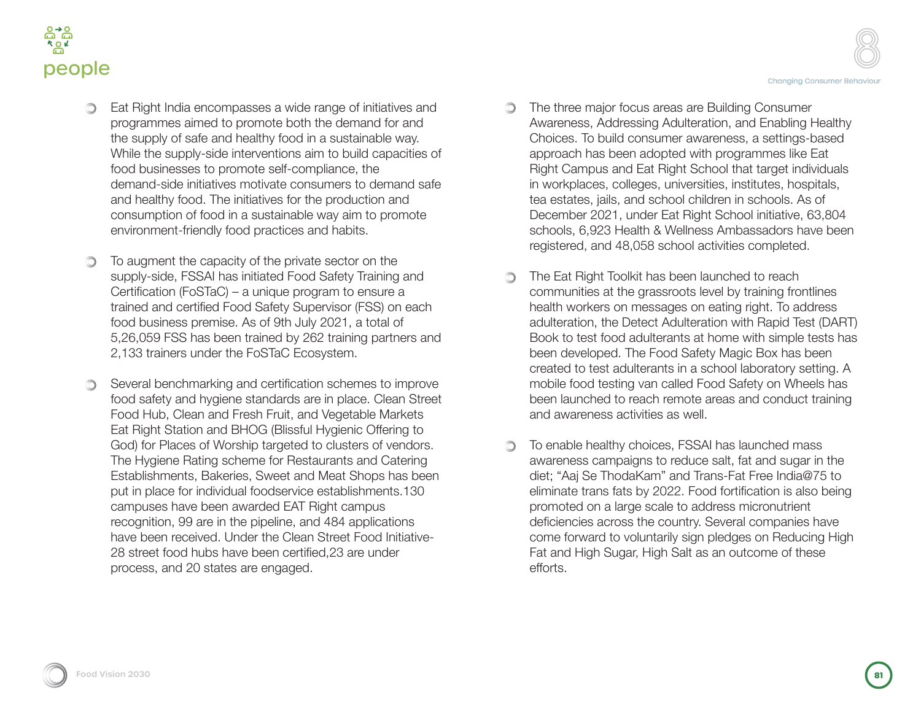# people

- Eat Right India encompasses a wide range of initiatives and programmes aimed to promote both the demand for and the supply of safe and healthy food in a sustainable way. While the supply-side interventions aim to build capacities of food businesses to promote self-compliance, the demand-side initiatives motivate consumers to demand safe and healthy food. The initiatives for the production and consumption of food in a sustainable way aim to promote environment-friendly food practices and habits.

- To augment the capacity of the private sector on the supply-side, FSSAI has initiated Food Safety Training and Certification (FoSTaC) – a unique program to ensure a trained and certified Food Safety Supervisor (FSS) on each food business premise. As of 9th July 2021, a total of 5,26,059 FSS has been trained by 262 training partners and 2,133 trainers under the FoSTaC Ecosystem.

- Several benchmarking and certification schemes to improve food safety and hygiene standards are in place. Clean Street Food Hub, Clean and Fresh Fruit, and Vegetable Markets Eat Right Station and BHOG (Blissful Hygienic Offering to God) for Places of Worship targeted to clusters of vendors. The Hygiene Rating scheme for Restaurants and Catering Establishments, Bakeries, Sweet and Meat Shops has been put in place for individual foodservice establishments.130 campuses have been awarded EAT Right campus recognition, 99 are in the pipeline, and 484 applications have been received. Under the Clean Street Food Initiative-28 street food hubs have been certified,23 are under process, and 20 states are engaged.

- The three major focus areas are Building Consumer Awareness, Addressing Adulteration, and Enabling Healthy Choices. To build consumer awareness, a settings-based approach has been adopted with programmes like Eat Right Campus and Eat Right School that target individuals in workplaces, colleges, universities, institutes, hospitals, tea estates, jails, and school children in schools. As of December 2021, under Eat Right School initiative, 63,804 schools, 6,923 Health & Wellness Ambassadors have been registered, and 48,058 school activities completed.

- The Eat Right Toolkit has been launched to reach communities at the grassroots level by training frontlines health workers on messages on eating right. To address adulteration, the Detect Adulteration with Rapid Test (DART) Book to test food adulterants at home with simple tests has been developed. The Food Safety Magic Box has been created to test adulterants in a school laboratory setting. A mobile food testing van called Food Safety on Wheels has been launched to reach remote areas and conduct training and awareness activities as well.

- To enable healthy choices, FSSAI has launched mass awareness campaigns to reduce salt, fat and sugar in the diet; "Aaj Se ThodaKam" and Trans-Fat Free India@75 to eliminate trans fats by 2022. Food fortification is also being promoted on a large scale to address micronutrient deficiencies across the country. Several companies have come forward to voluntarily sign pledges on Reducing High Fat and High Sugar, High Salt as an outcome of these efforts.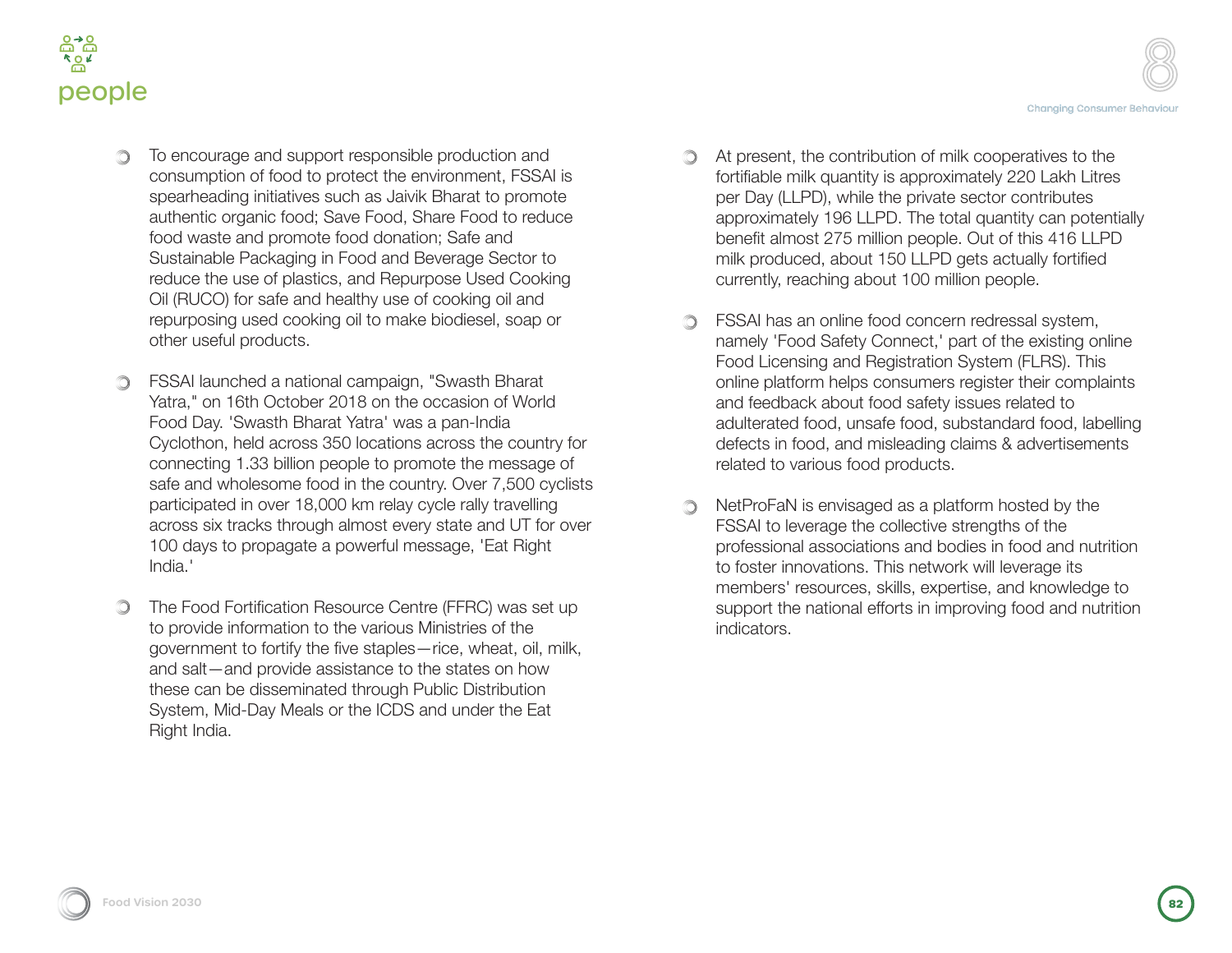- To encourage and support responsible production and consumption of food to protect the environment, FSSAI is spearheading initiatives such as Jaivik Bharat to promote authentic organic food; Save Food, Share Food to reduce food waste and promote food donation; Safe and Sustainable Packaging in Food and Beverage Sector to reduce the use of plastics, and Repurpose Used Cooking Oil (RUCO) for safe and healthy use of cooking oil and repurposing used cooking oil to make biodiesel, soap or other useful products.

- FSSAI launched a national campaign, "Swasth Bharat Yatra," on 16th October 2018 on the occasion of World Food Day. 'Swasth Bharat Yatra' was a pan-India Cyclothon, held across 350 locations across the country for connecting 1.33 billion people to promote the message of safe and wholesome food in the country. Over 7,500 cyclists participated in over 18,000 km relay cycle rally travelling across six tracks through almost every state and UT for over 100 days to propagate a powerful message, 'Eat Right India.'

- The Food Fortification Resource Centre (FFRC) was set up to provide information to the various Ministries of the government to fortify the five staples—rice, wheat, oil, milk, and salt—and provide assistance to the states on how these can be disseminated through Public Distribution System, Mid-Day Meals or the ICDS and under the Eat Right India.

- At present, the contribution of milk cooperatives to the fortifiable milk quantity is approximately 220 Lakh Litres per Day (LLPD), while the private sector contributes approximately 196 LLPD. The total quantity can potentially benefit almost 275 million people. Out of this 416 LLPD milk produced, about 150 LLPD gets actually fortified currently, reaching about 100 million people.

- FSSAI has an online food concern redressal system, namely 'Food Safety Connect,' part of the existing online Food Licensing and Registration System (FLRS). This online platform helps consumers register their complaints and feedback about food safety issues related to adulterated food, unsafe food, substandard food, labelling defects in food, and misleading claims & advertisements related to various food products.

- NetProFaN is envisaged as a platform hosted by the FSSAI to leverage the collective strengths of the professional associations and bodies in food and nutrition to foster innovations. This network will leverage its members' resources, skills, expertise, and knowledge to support the national efforts in improving food and nutrition indicators.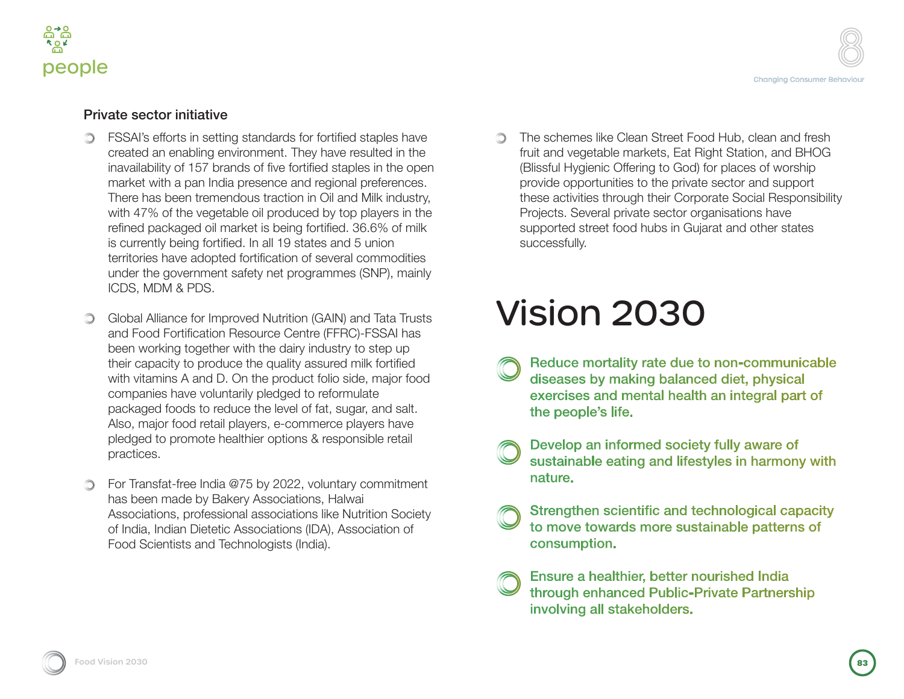### Private sector initiative

- FSSAI's efforts in setting standards for fortified staples have created an enabling environment. They have resulted in the inavailability of 157 brands of five fortified staples in the open market with a pan India presence and regional preferences. There has been tremendous traction in Oil and Milk industry, with 47% of the vegetable oil produced by top players in the refined packaged oil market is being fortified. 36.6% of milk is currently being fortified. In all 19 states and 5 union territories have adopted fortification of several commodities under the government safety net programmes (SNP), mainly ICDS, MDM & PDS.

- Global Alliance for Improved Nutrition (GAIN) and Tata Trusts and Food Fortification Resource Centre (FFRC)-FSSAI has been working together with the dairy industry to step up their capacity to produce the quality assured milk fortified with vitamins A and D. On the product folio side, major food companies have voluntarily pledged to reformulate packaged foods to reduce the level of fat, sugar, and salt. Also, major food retail players, e-commerce players have pledged to promote healthier options & responsible retail practices.

- For Transfat-free India @75 by 2022, voluntary commitment has been made by Bakery Associations, Halwai Associations, professional associations like Nutrition Society of India, Indian Dietetic Associations (IDA), Association of Food Scientists and Technologists (India).

- The schemes like Clean Street Food Hub, clean and fresh fruit and vegetable markets, Eat Right Station, and BHOG (Blissful Hygienic Offering to God) for places of worship provide opportunities to the private sector and support these activities through their Corporate Social Responsibility Projects. Several private sector organisations have supported street food hubs in Gujarat and other states successfully.

# Vision 2030

- **Reduce mortality rate due to non-communicable diseases by making balanced diet, physical exercises and mental health an integral part of the people's life.**

- **Develop an informed society fully aware of sustainable eating and lifestyles in harmony with nature.**

- **Strengthen scientific and technological capacity to move towards more sustainable patterns of consumption.**

- **Ensure a healthier, better nourished India through enhanced Public-Private Partnership involving all stakeholders.**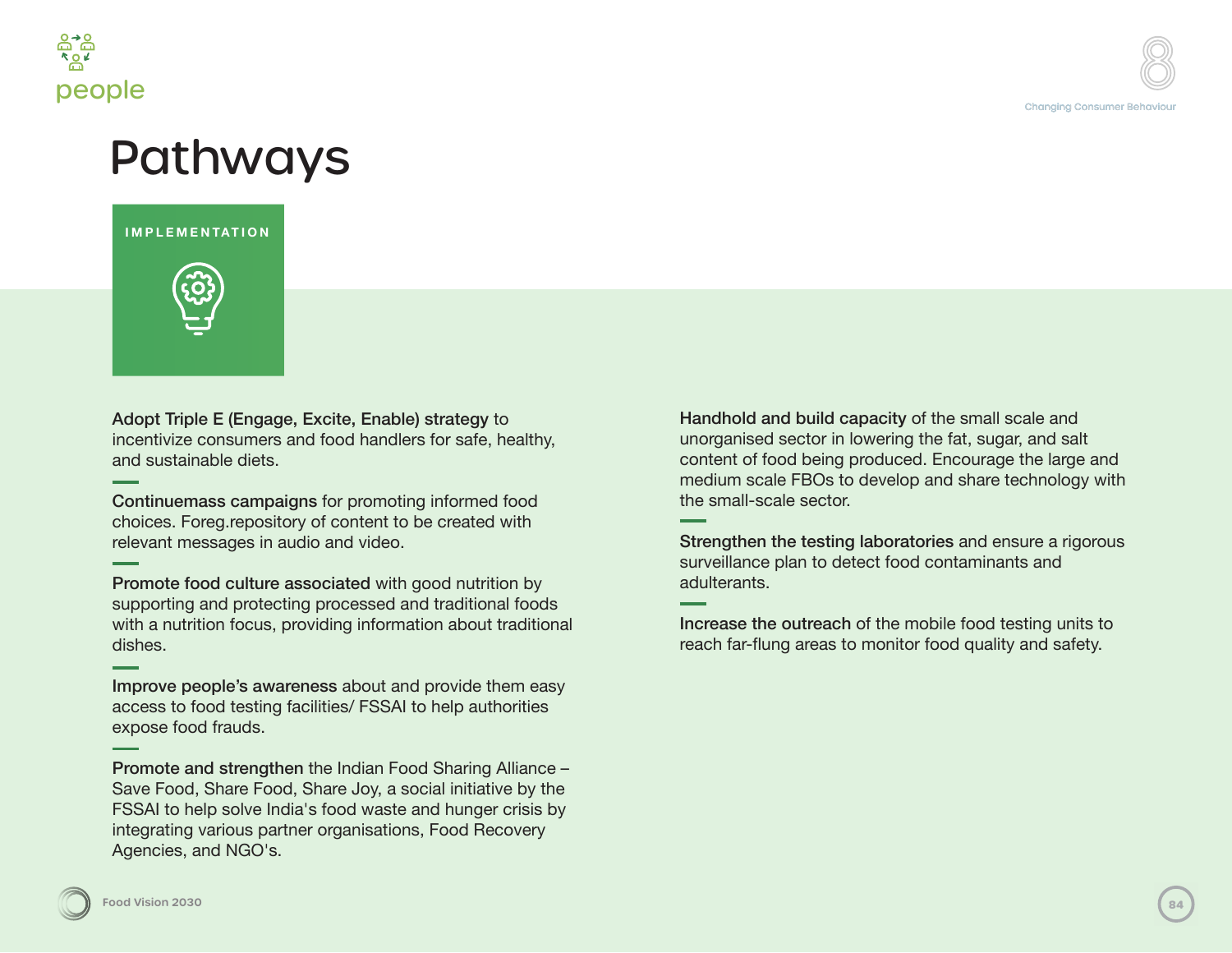# Pathways

## IMPLEMENTATION

**Adopt Triple E (Engage, Excite, Enable) strategy** to incentivize consumers and food handlers for safe, healthy, and sustainable diets.

**Continuemass campaigns** for promoting informed food choices. Foreg.repository of content to be created with relevant messages in audio and video.

**Promote food culture associated** with good nutrition by supporting and protecting processed and traditional foods with a nutrition focus, providing information about traditional dishes.

**Improve people's awareness** about and provide them easy access to food testing facilities/ FSSAI to help authorities expose food frauds.

**Promote and strengthen** the Indian Food Sharing Alliance – Save Food, Share Food, Share Joy, a social initiative by the FSSAI to help solve India's food waste and hunger crisis by integrating various partner organisations, Food Recovery Agencies, and NGO's.

**Handhold and build capacity** of the small scale and unorganised sector in lowering the fat, sugar, and salt content of food being produced. Encourage the large and medium scale FBOs to develop and share technology with the small-scale sector.

**Strengthen the testing laboratories** and ensure a rigorous surveillance plan to detect food contaminants and adulterants.

**Increase the outreach** of the mobile food testing units to reach far-flung areas to monitor food quality and safety.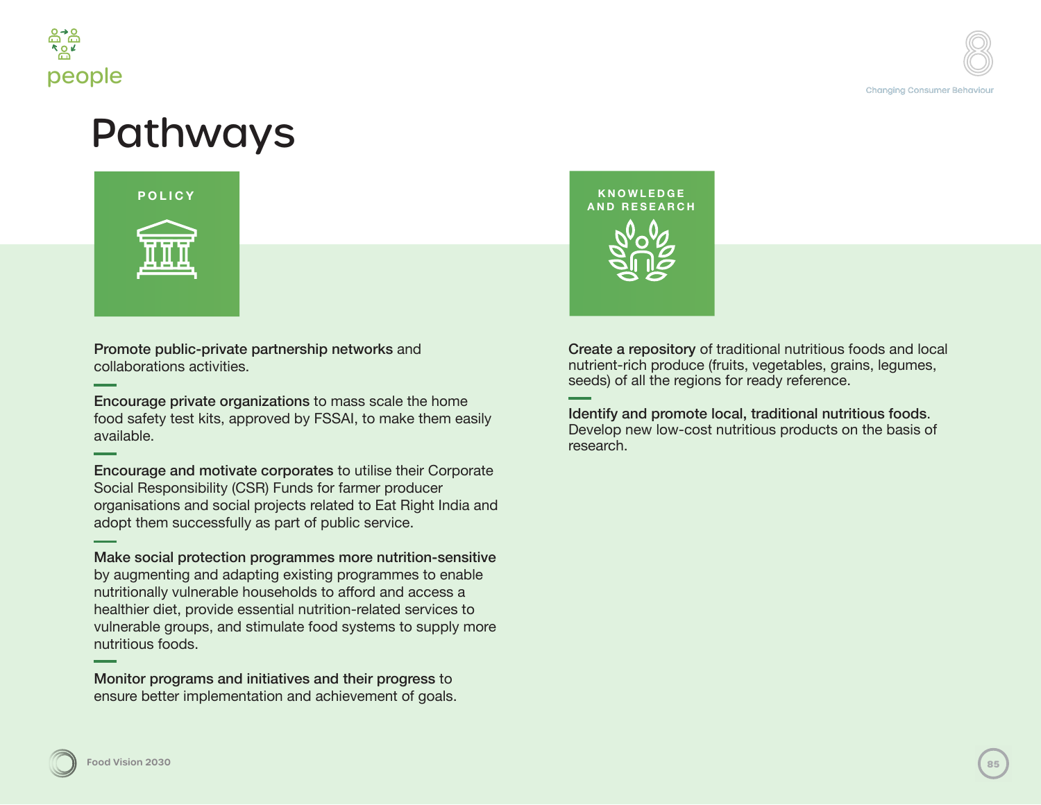# Pathways

## POLICY

**Promote public-private partnership networks** and collaborations activities.

**Encourage private organizations** to mass scale the home food safety test kits, approved by FSSAI, to make them easily available.

**Encourage and motivate corporates** to utilise their Corporate Social Responsibility (CSR) Funds for farmer producer organisations and social projects related to Eat Right India and adopt them successfully as part of public service.

**Make social protection programmes more nutrition-sensitive** by augmenting and adapting existing programmes to enable nutritionally vulnerable households to afford and access a healthier diet, provide essential nutrition-related services to vulnerable groups, and stimulate food systems to supply more nutritious foods.

**Monitor programs and initiatives and their progress** to ensure better implementation and achievement of goals.

## KNOWLEDGE AND RESEARCH

**Create a repository** of traditional nutritious foods and local nutrient-rich produce (fruits, vegetables, grains, legumes, seeds) of all the regions for ready reference.

**Identify and promote local, traditional nutritious foods.** Develop new low-cost nutritious products on the basis of research.